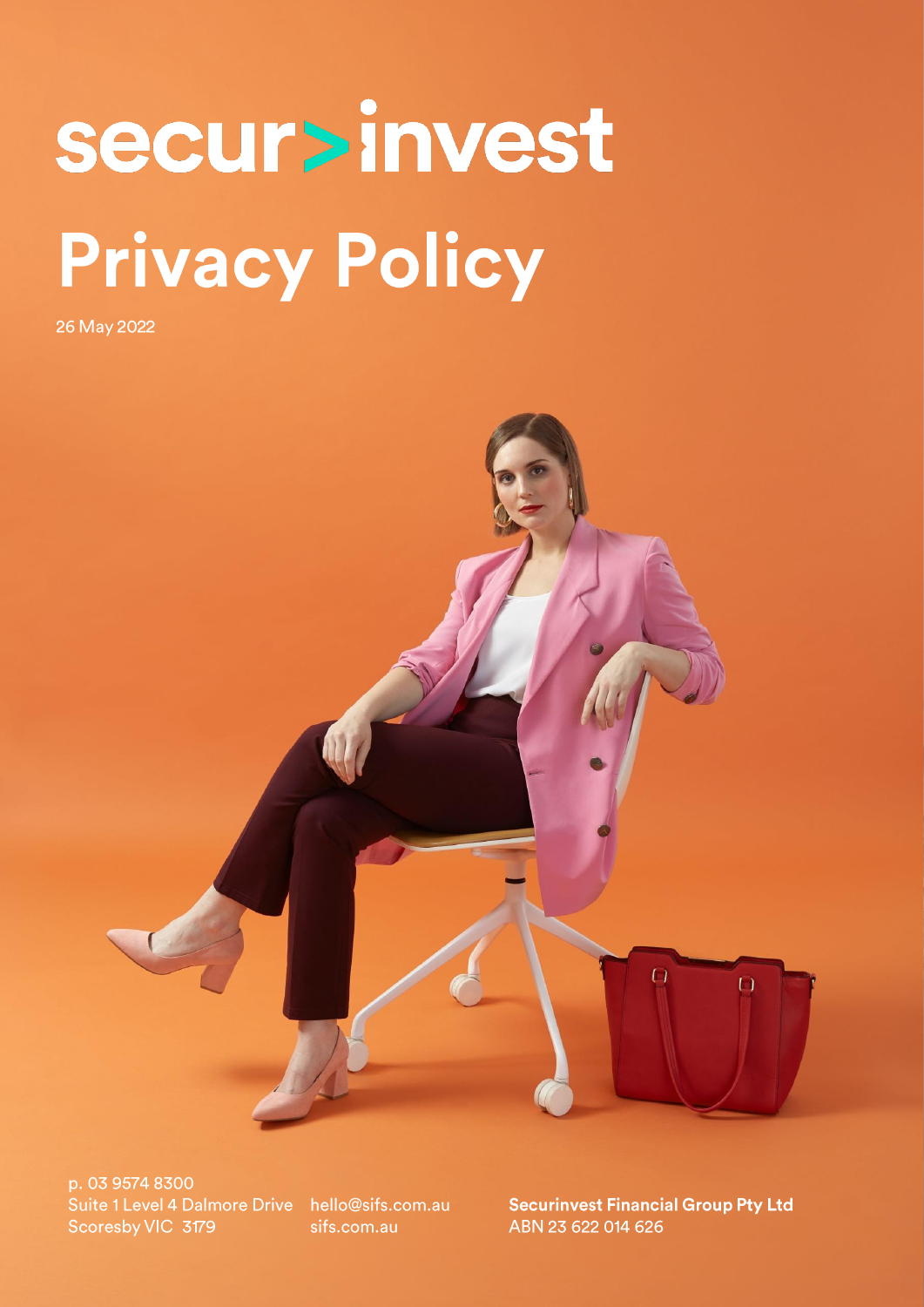securinvest

# Privacy Policy

26 May 2022

p. 03 9574 8300
Suite 1 Level 4 Dalmore Drive
Scoresby VIC 3179

hello@sifs.com.au
sifs.com.au

**Securinvest Financial Group Pty Ltd**
ABN 23 622 014 626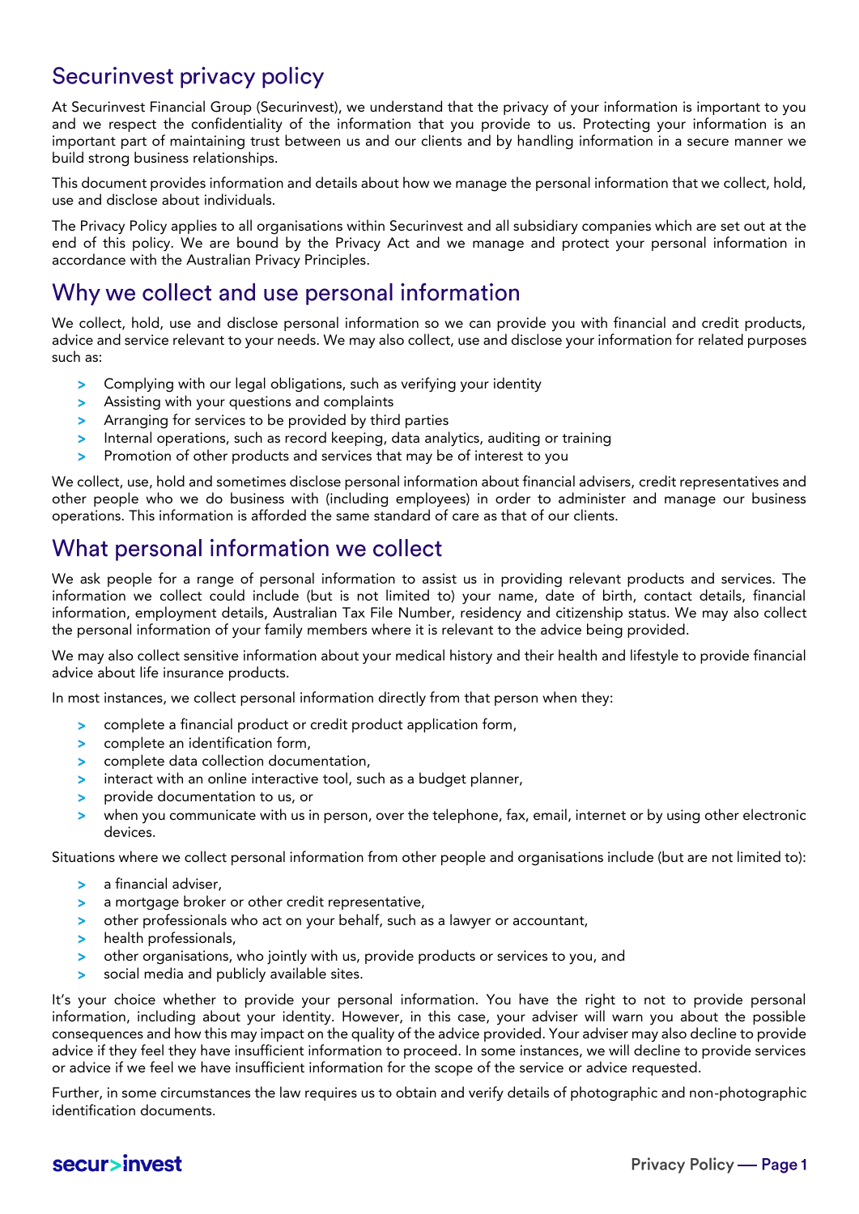# Securinvest privacy policy

At Securinvest Financial Group (Securinvest), we understand that the privacy of your information is important to you and we respect the confidentiality of the information that you provide to us. Protecting your information is an important part of maintaining trust between us and our clients and by handling information in a secure manner we build strong business relationships.

This document provides information and details about how we manage the personal information that we collect, hold, use and disclose about individuals.

The Privacy Policy applies to all organisations within Securinvest and all subsidiary companies which are set out at the end of this policy. We are bound by the Privacy Act and we manage and protect your personal information in accordance with the Australian Privacy Principles.

## Why we collect and use personal information

We collect, hold, use and disclose personal information so we can provide you with financial and credit products, advice and service relevant to your needs. We may also collect, use and disclose your information for related purposes such as:

- Complying with our legal obligations, such as verifying your identity
- Assisting with your questions and complaints
- Arranging for services to be provided by third parties
- Internal operations, such as record keeping, data analytics, auditing or training
- Promotion of other products and services that may be of interest to you

We collect, use, hold and sometimes disclose personal information about financial advisers, credit representatives and other people who we do business with (including employees) in order to administer and manage our business operations. This information is afforded the same standard of care as that of our clients.

## What personal information we collect

We ask people for a range of personal information to assist us in providing relevant products and services. The information we collect could include (but is not limited to) your name, date of birth, contact details, financial information, employment details, Australian Tax File Number, residency and citizenship status. We may also collect the personal information of your family members where it is relevant to the advice being provided.

We may also collect sensitive information about your medical history and their health and lifestyle to provide financial advice about life insurance products.

In most instances, we collect personal information directly from that person when they:

- complete a financial product or credit product application form,
- complete an identification form,
- complete data collection documentation,
- interact with an online interactive tool, such as a budget planner,
- provide documentation to us, or
- when you communicate with us in person, over the telephone, fax, email, internet or by using other electronic devices.

Situations where we collect personal information from other people and organisations include (but are not limited to):

- a financial adviser,
- a mortgage broker or other credit representative,
- other professionals who act on your behalf, such as a lawyer or accountant,
- health professionals,
- other organisations, who jointly with us, provide products or services to you, and
- social media and publicly available sites.

It's your choice whether to provide your personal information. You have the right to not to provide personal information, including about your identity. However, in this case, your adviser will warn you about the possible consequences and how this may impact on the quality of the advice provided. Your adviser may also decline to provide advice if they feel they have insufficient information to proceed. In some instances, we will decline to provide services or advice if we feel we have insufficient information for the scope of the service or advice requested.

Further, in some circumstances the law requires us to obtain and verify details of photographic and non-photographic identification documents.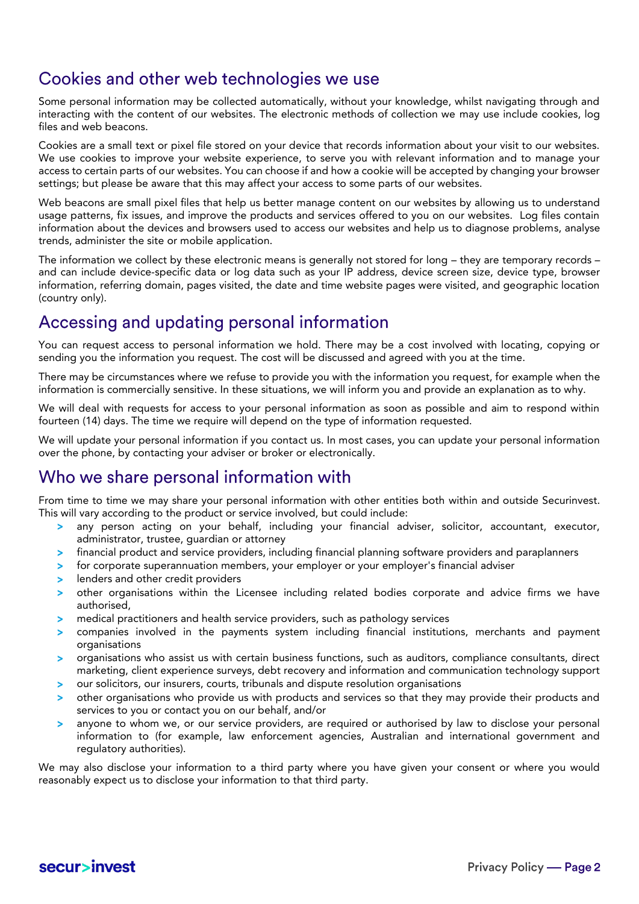## Cookies and other web technologies we use

Some personal information may be collected automatically, without your knowledge, whilst navigating through and interacting with the content of our websites. The electronic methods of collection we may use include cookies, log files and web beacons.

Cookies are a small text or pixel file stored on your device that records information about your visit to our websites. We use cookies to improve your website experience, to serve you with relevant information and to manage your access to certain parts of our websites. You can choose if and how a cookie will be accepted by changing your browser settings; but please be aware that this may affect your access to some parts of our websites.

Web beacons are small pixel files that help us better manage content on our websites by allowing us to understand usage patterns, fix issues, and improve the products and services offered to you on our websites. Log files contain information about the devices and browsers used to access our websites and help us to diagnose problems, analyse trends, administer the site or mobile application.

The information we collect by these electronic means is generally not stored for long – they are temporary records – and can include device-specific data or log data such as your IP address, device screen size, device type, browser information, referring domain, pages visited, the date and time website pages were visited, and geographic location (country only).

## Accessing and updating personal information

You can request access to personal information we hold. There may be a cost involved with locating, copying or sending you the information you request. The cost will be discussed and agreed with you at the time.

There may be circumstances where we refuse to provide you with the information you request, for example when the information is commercially sensitive. In these situations, we will inform you and provide an explanation as to why.

We will deal with requests for access to your personal information as soon as possible and aim to respond within fourteen (14) days. The time we require will depend on the type of information requested.

We will update your personal information if you contact us. In most cases, you can update your personal information over the phone, by contacting your adviser or broker or electronically.

## Who we share personal information with

From time to time we may share your personal information with other entities both within and outside Securinvest. This will vary according to the product or service involved, but could include:

- any person acting on your behalf, including your financial adviser, solicitor, accountant, executor, administrator, trustee, guardian or attorney
- financial product and service providers, including financial planning software providers and paraplanners
- for corporate superannuation members, your employer or your employer's financial adviser
- lenders and other credit providers
- other organisations within the Licensee including related bodies corporate and advice firms we have authorised,
- medical practitioners and health service providers, such as pathology services
- companies involved in the payments system including financial institutions, merchants and payment organisations
- organisations who assist us with certain business functions, such as auditors, compliance consultants, direct marketing, client experience surveys, debt recovery and information and communication technology support
- our solicitors, our insurers, courts, tribunals and dispute resolution organisations
- other organisations who provide us with products and services so that they may provide their products and services to you or contact you on our behalf, and/or
- anyone to whom we, or our service providers, are required or authorised by law to disclose your personal information to (for example, law enforcement agencies, Australian and international government and regulatory authorities).

We may also disclose your information to a third party where you have given your consent or where you would reasonably expect us to disclose your information to that third party.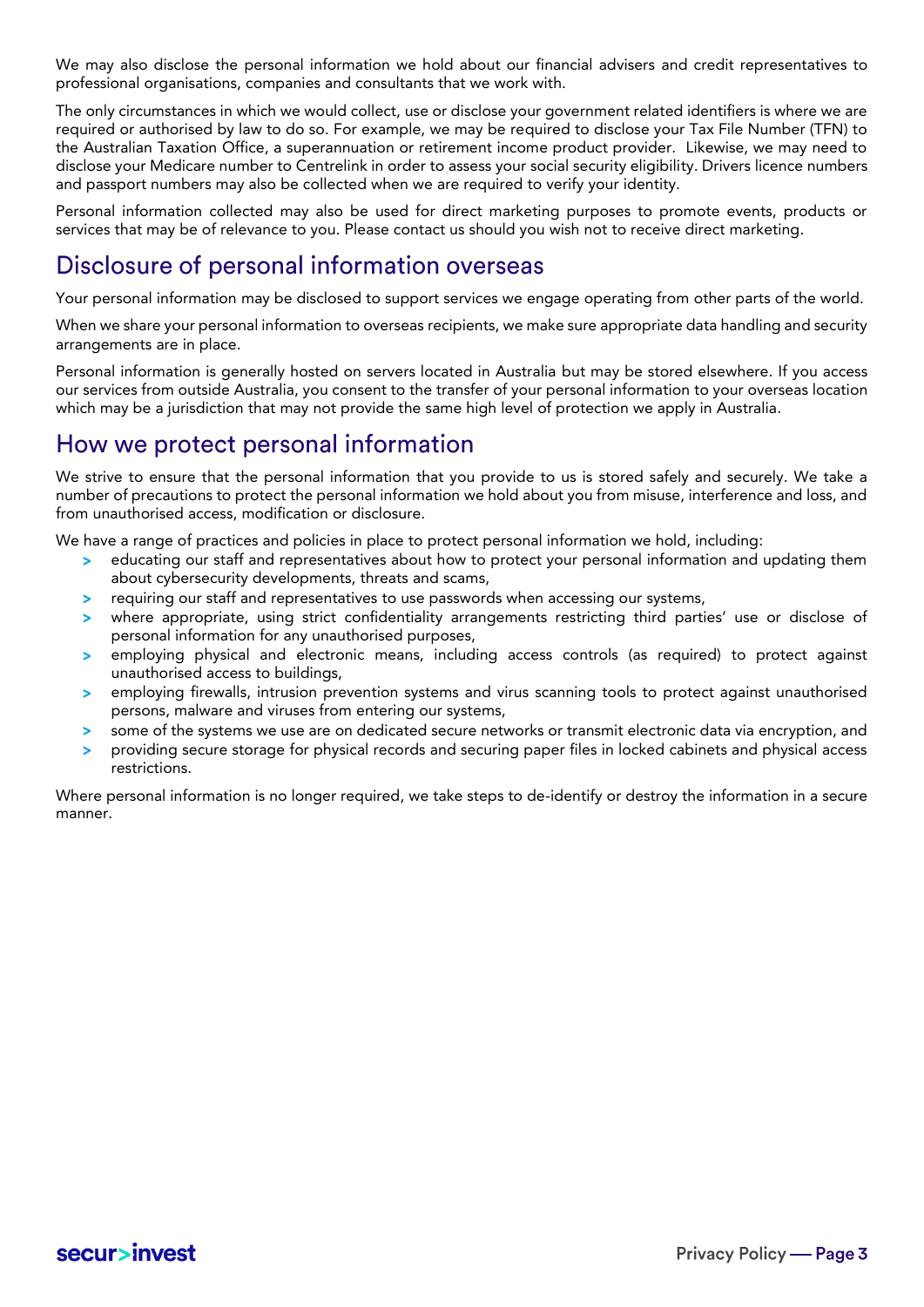We may also disclose the personal information we hold about our financial advisers and credit representatives to professional organisations, companies and consultants that we work with.

The only circumstances in which we would collect, use or disclose your government related identifiers is where we are required or authorised by law to do so. For example, we may be required to disclose your Tax File Number (TFN) to the Australian Taxation Office, a superannuation or retirement income product provider. Likewise, we may need to disclose your Medicare number to Centrelink in order to assess your social security eligibility. Drivers licence numbers and passport numbers may also be collected when we are required to verify your identity.

Personal information collected may also be used for direct marketing purposes to promote events, products or services that may be of relevance to you. Please contact us should you wish not to receive direct marketing.

## Disclosure of personal information overseas

Your personal information may be disclosed to support services we engage operating from other parts of the world.

When we share your personal information to overseas recipients, we make sure appropriate data handling and security arrangements are in place.

Personal information is generally hosted on servers located in Australia but may be stored elsewhere. If you access our services from outside Australia, you consent to the transfer of your personal information to your overseas location which may be a jurisdiction that may not provide the same high level of protection we apply in Australia.

## How we protect personal information

We strive to ensure that the personal information that you provide to us is stored safely and securely. We take a number of precautions to protect the personal information we hold about you from misuse, interference and loss, and from unauthorised access, modification or disclosure.

We have a range of practices and policies in place to protect personal information we hold, including:

- educating our staff and representatives about how to protect your personal information and updating them about cybersecurity developments, threats and scams,
- requiring our staff and representatives to use passwords when accessing our systems,
- where appropriate, using strict confidentiality arrangements restricting third parties' use or disclose of personal information for any unauthorised purposes,
- employing physical and electronic means, including access controls (as required) to protect against unauthorised access to buildings,
- employing firewalls, intrusion prevention systems and virus scanning tools to protect against unauthorised persons, malware and viruses from entering our systems,
- some of the systems we use are on dedicated secure networks or transmit electronic data via encryption, and
- providing secure storage for physical records and securing paper files in locked cabinets and physical access restrictions.

Where personal information is no longer required, we take steps to de-identify or destroy the information in a secure manner.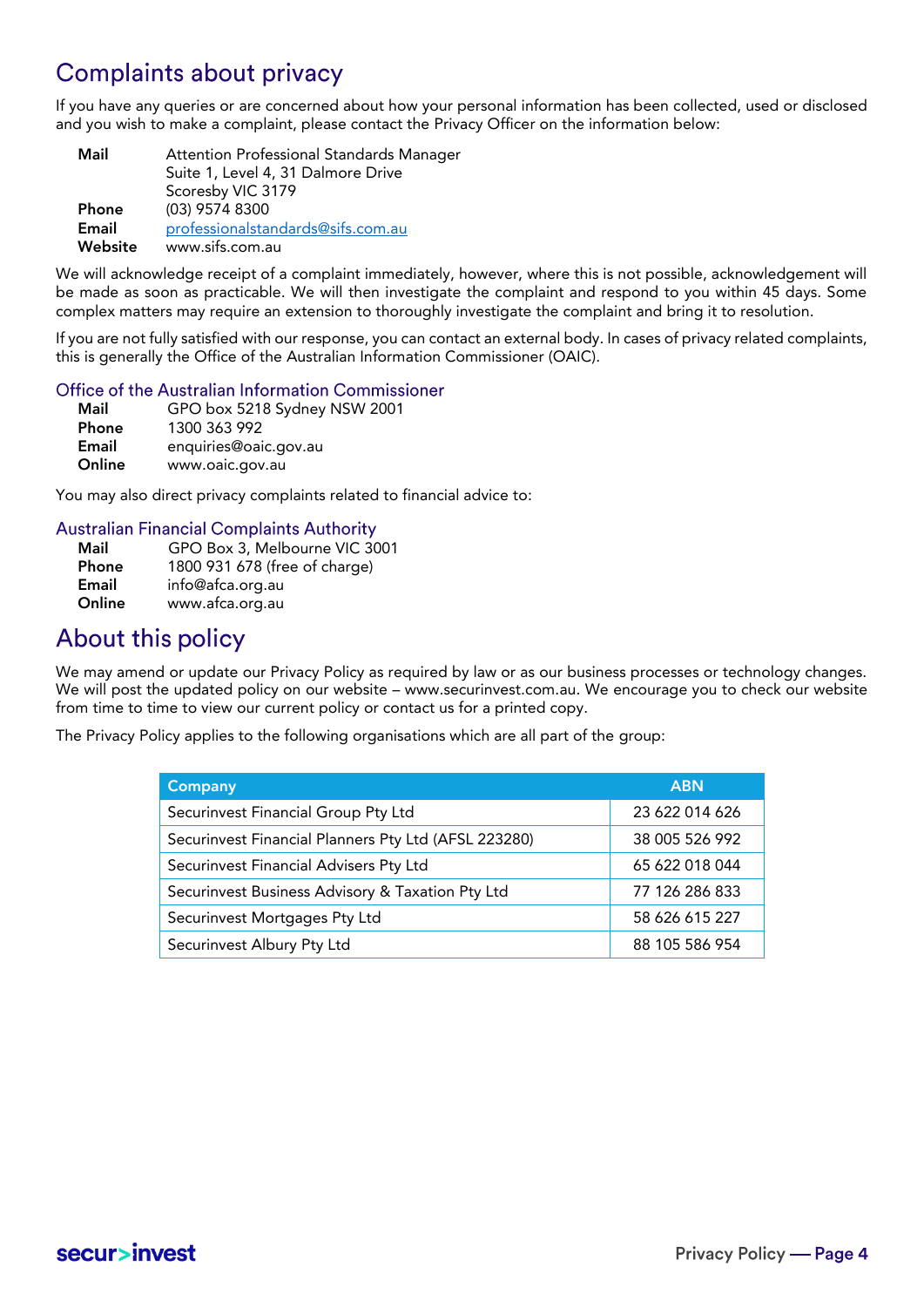## Complaints about privacy

If you have any queries or are concerned about how your personal information has been collected, used or disclosed and you wish to make a complaint, please contact the Privacy Officer on the information below:

| | |
|---|---|
| **Mail** | Attention Professional Standards Manager<br>Suite 1, Level 4, 31 Dalmore Drive<br>Scoresby VIC 3179 |
| **Phone** | (03) 9574 8300 |
| **Email** | professionalstandards@sifs.com.au |
| **Website** | www.sifs.com.au |

We will acknowledge receipt of a complaint immediately, however, where this is not possible, acknowledgement will be made as soon as practicable. We will then investigate the complaint and respond to you within 45 days. Some complex matters may require an extension to thoroughly investigate the complaint and bring it to resolution.

If you are not fully satisfied with our response, you can contact an external body. In cases of privacy related complaints, this is generally the Office of the Australian Information Commissioner (OAIC).

### Office of the Australian Information Commissioner

| | |
|---|---|
| **Mail** | GPO box 5218 Sydney NSW 2001 |
| **Phone** | 1300 363 992 |
| **Email** | enquiries@oaic.gov.au |
| **Online** | www.oaic.gov.au |

You may also direct privacy complaints related to financial advice to:

### Australian Financial Complaints Authority

| | |
|---|---|
| **Mail** | GPO Box 3, Melbourne VIC 3001 |
| **Phone** | 1800 931 678 (free of charge) |
| **Email** | info@afca.org.au |
| **Online** | www.afca.org.au |

## About this policy

We may amend or update our Privacy Policy as required by law or as our business processes or technology changes. We will post the updated policy on our website – www.securinvest.com.au. We encourage you to check our website from time to time to view our current policy or contact us for a printed copy.

The Privacy Policy applies to the following organisations which are all part of the group:

| Company | ABN |
|---|---|
| Securinvest Financial Group Pty Ltd | 23 622 014 626 |
| Securinvest Financial Planners Pty Ltd (AFSL 223280) | 38 005 526 992 |
| Securinvest Financial Advisers Pty Ltd | 65 622 018 044 |
| Securinvest Business Advisory & Taxation Pty Ltd | 77 126 286 833 |
| Securinvest Mortgages Pty Ltd | 58 626 615 227 |
| Securinvest Albury Pty Ltd | 88 105 586 954 |